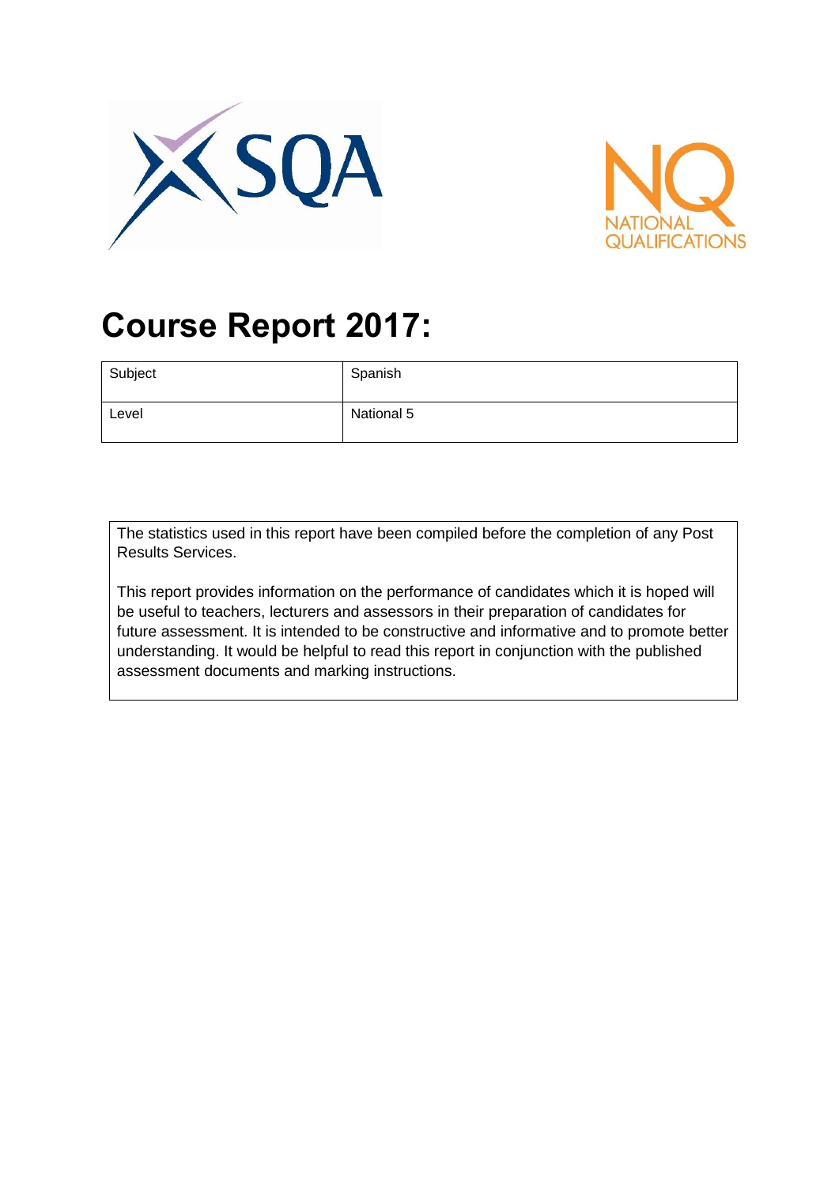# Course Report 2017:

| Subject | Spanish |
| --- | --- |
| Level | National 5 |

The statistics used in this report have been compiled before the completion of any Post Results Services.

This report provides information on the performance of candidates which it is hoped will be useful to teachers, lecturers and assessors in their preparation of candidates for future assessment. It is intended to be constructive and informative and to promote better understanding. It would be helpful to read this report in conjunction with the published assessment documents and marking instructions.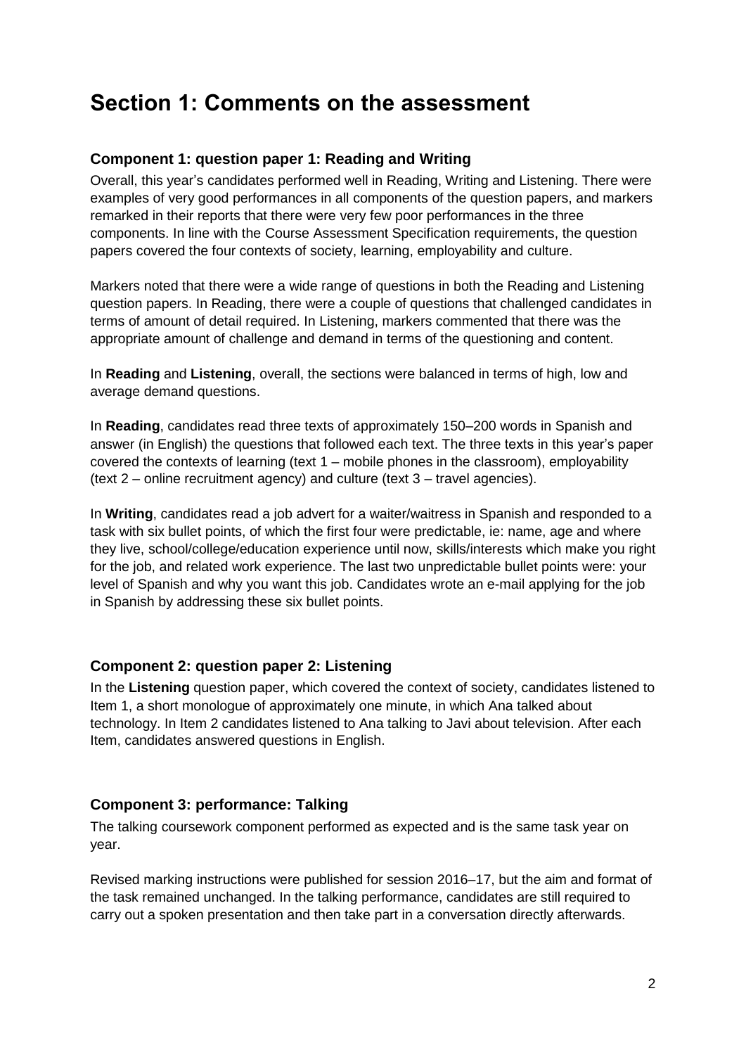# Section 1: Comments on the assessment

### Component 1: question paper 1: Reading and Writing

Overall, this year's candidates performed well in Reading, Writing and Listening. There were examples of very good performances in all components of the question papers, and markers remarked in their reports that there were very few poor performances in the three components. In line with the Course Assessment Specification requirements, the question papers covered the four contexts of society, learning, employability and culture.

Markers noted that there were a wide range of questions in both the Reading and Listening question papers. In Reading, there were a couple of questions that challenged candidates in terms of amount of detail required. In Listening, markers commented that there was the appropriate amount of challenge and demand in terms of the questioning and content.

In **Reading** and **Listening**, overall, the sections were balanced in terms of high, low and average demand questions.

In **Reading**, candidates read three texts of approximately 150–200 words in Spanish and answer (in English) the questions that followed each text. The three texts in this year's paper covered the contexts of learning (text 1 – mobile phones in the classroom), employability (text 2 – online recruitment agency) and culture (text 3 – travel agencies).

In **Writing**, candidates read a job advert for a waiter/waitress in Spanish and responded to a task with six bullet points, of which the first four were predictable, ie: name, age and where they live, school/college/education experience until now, skills/interests which make you right for the job, and related work experience. The last two unpredictable bullet points were: your level of Spanish and why you want this job. Candidates wrote an e-mail applying for the job in Spanish by addressing these six bullet points.

### Component 2: question paper 2: Listening

In the **Listening** question paper, which covered the context of society, candidates listened to Item 1, a short monologue of approximately one minute, in which Ana talked about technology. In Item 2 candidates listened to Ana talking to Javi about television. After each Item, candidates answered questions in English.

### Component 3: performance: Talking

The talking coursework component performed as expected and is the same task year on year.

Revised marking instructions were published for session 2016–17, but the aim and format of the task remained unchanged. In the talking performance, candidates are still required to carry out a spoken presentation and then take part in a conversation directly afterwards.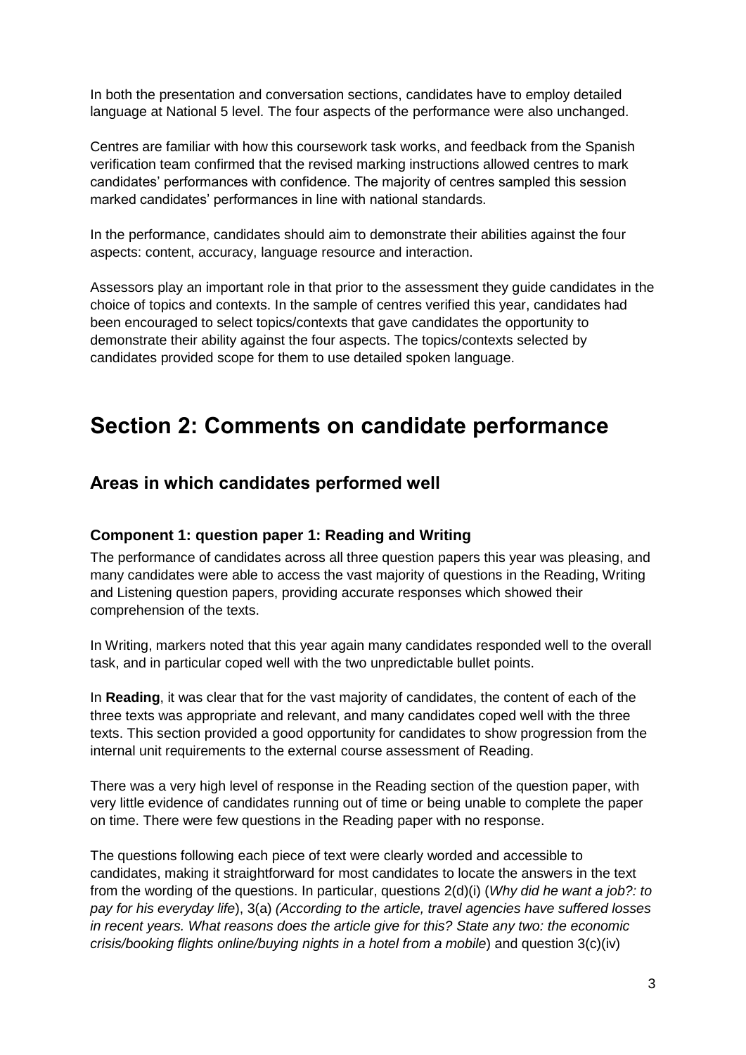In both the presentation and conversation sections, candidates have to employ detailed language at National 5 level. The four aspects of the performance were also unchanged.

Centres are familiar with how this coursework task works, and feedback from the Spanish verification team confirmed that the revised marking instructions allowed centres to mark candidates' performances with confidence. The majority of centres sampled this session marked candidates' performances in line with national standards.

In the performance, candidates should aim to demonstrate their abilities against the four aspects: content, accuracy, language resource and interaction.

Assessors play an important role in that prior to the assessment they guide candidates in the choice of topics and contexts. In the sample of centres verified this year, candidates had been encouraged to select topics/contexts that gave candidates the opportunity to demonstrate their ability against the four aspects. The topics/contexts selected by candidates provided scope for them to use detailed spoken language.

# Section 2: Comments on candidate performance

## Areas in which candidates performed well

### Component 1: question paper 1: Reading and Writing

The performance of candidates across all three question papers this year was pleasing, and many candidates were able to access the vast majority of questions in the Reading, Writing and Listening question papers, providing accurate responses which showed their comprehension of the texts.

In Writing, markers noted that this year again many candidates responded well to the overall task, and in particular coped well with the two unpredictable bullet points.

In **Reading**, it was clear that for the vast majority of candidates, the content of each of the three texts was appropriate and relevant, and many candidates coped well with the three texts. This section provided a good opportunity for candidates to show progression from the internal unit requirements to the external course assessment of Reading.

There was a very high level of response in the Reading section of the question paper, with very little evidence of candidates running out of time or being unable to complete the paper on time. There were few questions in the Reading paper with no response.

The questions following each piece of text were clearly worded and accessible to candidates, making it straightforward for most candidates to locate the answers in the text from the wording of the questions. In particular, questions 2(d)(i) (*Why did he want a job?: to pay for his everyday life*), 3(a) *(According to the article, travel agencies have suffered losses in recent years. What reasons does the article give for this? State any two: the economic crisis/booking flights online/buying nights in a hotel from a mobile*) and question 3(c)(iv)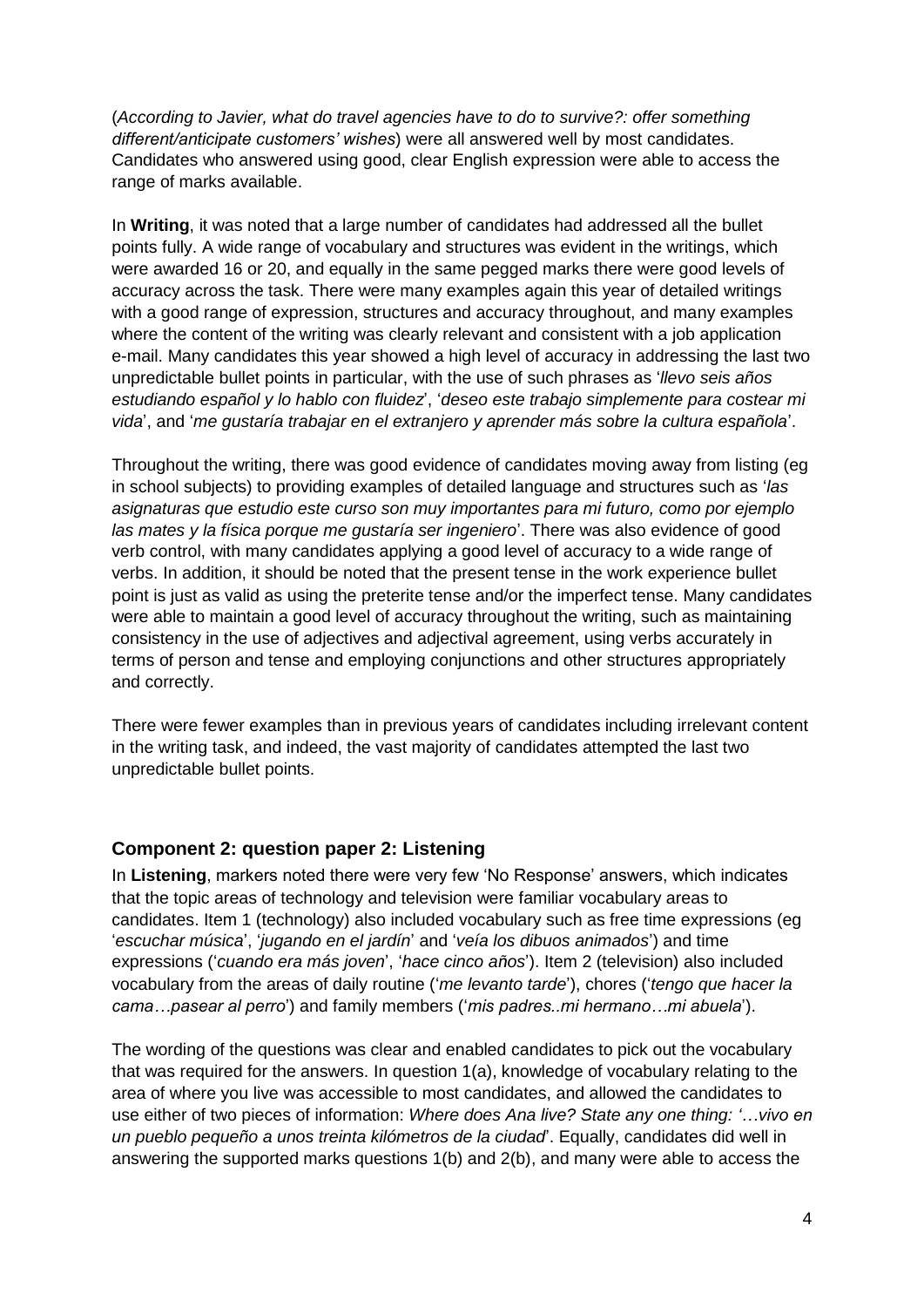(*According to Javier, what do travel agencies have to do to survive?: offer something different/anticipate customers' wishes*) were all answered well by most candidates. Candidates who answered using good, clear English expression were able to access the range of marks available.

In **Writing**, it was noted that a large number of candidates had addressed all the bullet points fully. A wide range of vocabulary and structures was evident in the writings, which were awarded 16 or 20, and equally in the same pegged marks there were good levels of accuracy across the task. There were many examples again this year of detailed writings with a good range of expression, structures and accuracy throughout, and many examples where the content of the writing was clearly relevant and consistent with a job application e-mail. Many candidates this year showed a high level of accuracy in addressing the last two unpredictable bullet points in particular, with the use of such phrases as '*llevo seis años estudiando español y lo hablo con fluidez*', '*deseo este trabajo simplemente para costear mi vida*', and '*me gustaría trabajar en el extranjero y aprender más sobre la cultura española*'.

Throughout the writing, there was good evidence of candidates moving away from listing (eg in school subjects) to providing examples of detailed language and structures such as '*las asignaturas que estudio este curso son muy importantes para mi futuro, como por ejemplo las mates y la física porque me gustaría ser ingeniero*'. There was also evidence of good verb control, with many candidates applying a good level of accuracy to a wide range of verbs. In addition, it should be noted that the present tense in the work experience bullet point is just as valid as using the preterite tense and/or the imperfect tense. Many candidates were able to maintain a good level of accuracy throughout the writing, such as maintaining consistency in the use of adjectives and adjectival agreement, using verbs accurately in terms of person and tense and employing conjunctions and other structures appropriately and correctly.

There were fewer examples than in previous years of candidates including irrelevant content in the writing task, and indeed, the vast majority of candidates attempted the last two unpredictable bullet points.

### Component 2: question paper 2: Listening

In **Listening**, markers noted there were very few 'No Response' answers, which indicates that the topic areas of technology and television were familiar vocabulary areas to candidates. Item 1 (technology) also included vocabulary such as free time expressions (eg '*escuchar música*', '*jugando en el jardín*' and '*veía los dibuos animados*') and time expressions ('*cuando era más joven*', '*hace cinco años*'). Item 2 (television) also included vocabulary from the areas of daily routine ('*me levanto tarde*'), chores ('*tengo que hacer la cama…pasear al perro*') and family members ('*mis padres..mi hermano…mi abuela*').

The wording of the questions was clear and enabled candidates to pick out the vocabulary that was required for the answers. In question 1(a), knowledge of vocabulary relating to the area of where you live was accessible to most candidates, and allowed the candidates to use either of two pieces of information: *Where does Ana live? State any one thing: '…vivo en un pueblo pequeño a unos treinta kilómetros de la ciudad*'. Equally, candidates did well in answering the supported marks questions 1(b) and 2(b), and many were able to access the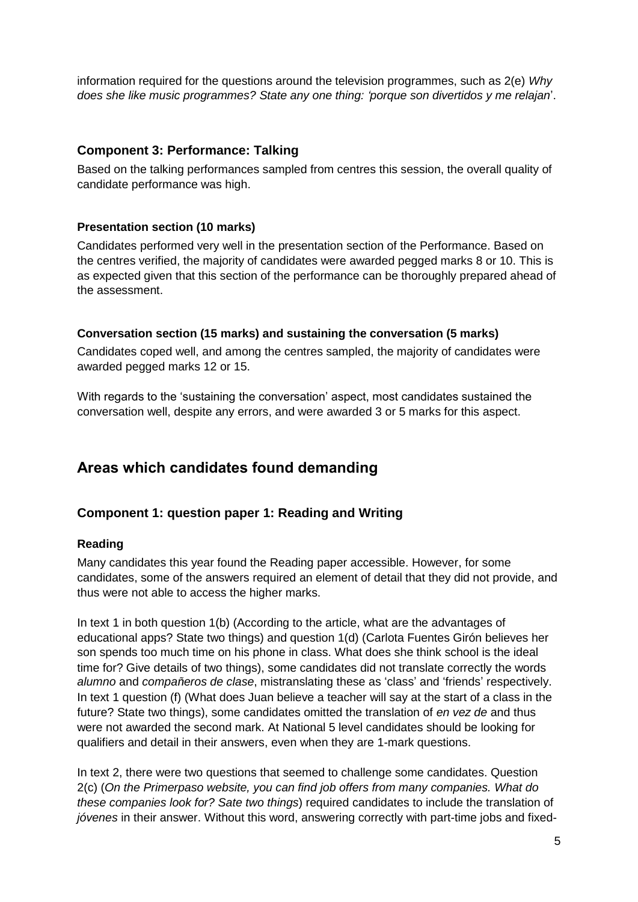information required for the questions around the television programmes, such as 2(e) *Why does she like music programmes? State any one thing: 'porque son divertidos y me relajan*'.

### Component 3: Performance: Talking

Based on the talking performances sampled from centres this session, the overall quality of candidate performance was high.

#### Presentation section (10 marks)

Candidates performed very well in the presentation section of the Performance. Based on the centres verified, the majority of candidates were awarded pegged marks 8 or 10. This is as expected given that this section of the performance can be thoroughly prepared ahead of the assessment.

#### Conversation section (15 marks) and sustaining the conversation (5 marks)

Candidates coped well, and among the centres sampled, the majority of candidates were awarded pegged marks 12 or 15.

With regards to the 'sustaining the conversation' aspect, most candidates sustained the conversation well, despite any errors, and were awarded 3 or 5 marks for this aspect.

## Areas which candidates found demanding

### Component 1: question paper 1: Reading and Writing

#### Reading

Many candidates this year found the Reading paper accessible. However, for some candidates, some of the answers required an element of detail that they did not provide, and thus were not able to access the higher marks.

In text 1 in both question 1(b) (According to the article, what are the advantages of educational apps? State two things) and question 1(d) (Carlota Fuentes Girón believes her son spends too much time on his phone in class. What does she think school is the ideal time for? Give details of two things), some candidates did not translate correctly the words *alumno* and *compañeros de clase*, mistranslating these as 'class' and 'friends' respectively. In text 1 question (f) (What does Juan believe a teacher will say at the start of a class in the future? State two things), some candidates omitted the translation of *en vez de* and thus were not awarded the second mark. At National 5 level candidates should be looking for qualifiers and detail in their answers, even when they are 1-mark questions.

In text 2, there were two questions that seemed to challenge some candidates. Question 2(c) (*On the Primerpaso website, you can find job offers from many companies. What do these companies look for? Sate two things*) required candidates to include the translation of *jóvenes* in their answer. Without this word, answering correctly with part-time jobs and fixed-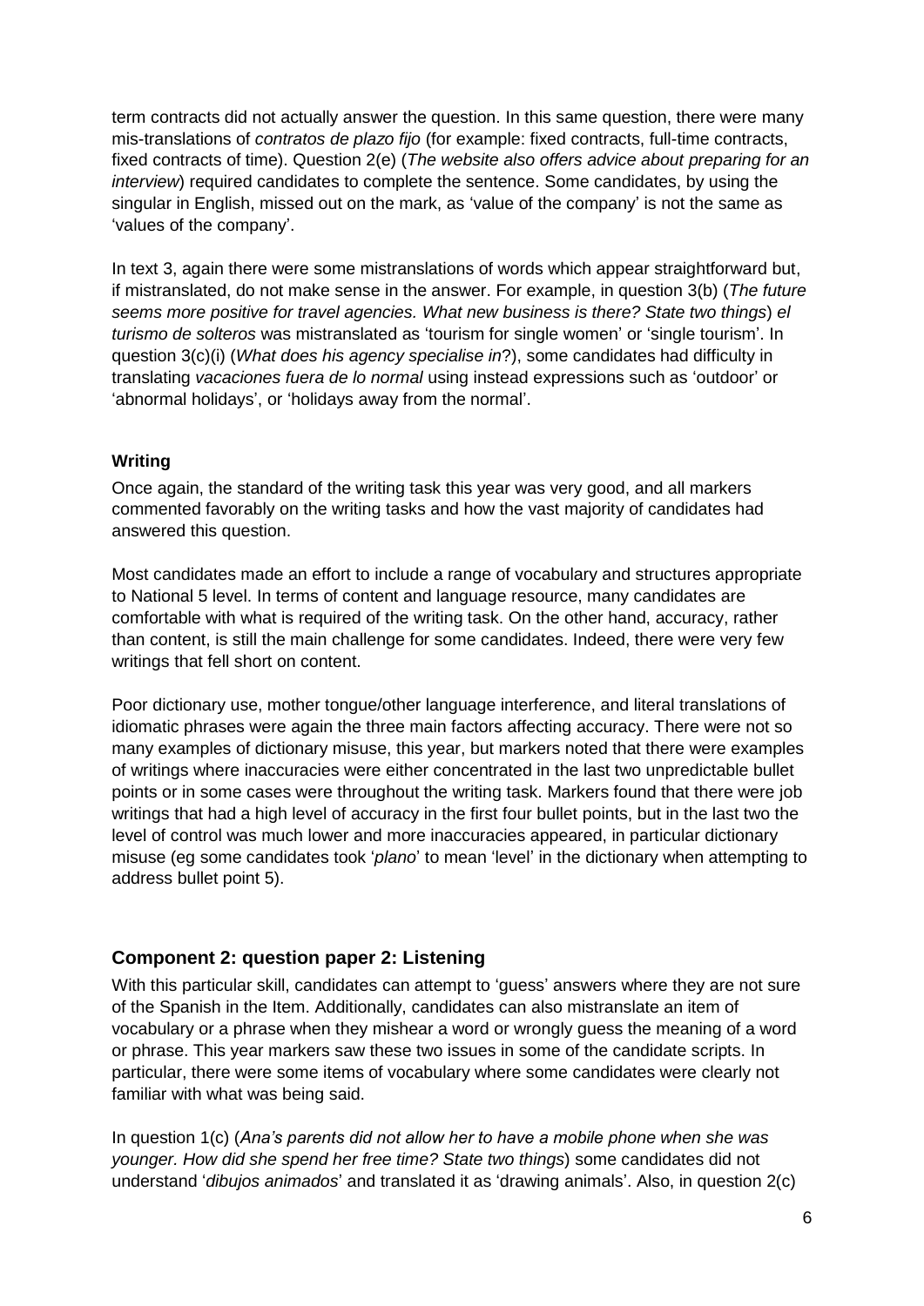term contracts did not actually answer the question. In this same question, there were many mis-translations of *contratos de plazo fijo* (for example: fixed contracts, full-time contracts, fixed contracts of time). Question 2(e) (*The website also offers advice about preparing for an interview*) required candidates to complete the sentence. Some candidates, by using the singular in English, missed out on the mark, as 'value of the company' is not the same as 'values of the company'.

In text 3, again there were some mistranslations of words which appear straightforward but, if mistranslated, do not make sense in the answer. For example, in question 3(b) (*The future seems more positive for travel agencies. What new business is there? State two things*) *el turismo de solteros* was mistranslated as 'tourism for single women' or 'single tourism'. In question 3(c)(i) (*What does his agency specialise in*?), some candidates had difficulty in translating *vacaciones fuera de lo normal* using instead expressions such as 'outdoor' or 'abnormal holidays', or 'holidays away from the normal'.

### Writing

Once again, the standard of the writing task this year was very good, and all markers commented favorably on the writing tasks and how the vast majority of candidates had answered this question.

Most candidates made an effort to include a range of vocabulary and structures appropriate to National 5 level. In terms of content and language resource, many candidates are comfortable with what is required of the writing task. On the other hand, accuracy, rather than content, is still the main challenge for some candidates. Indeed, there were very few writings that fell short on content.

Poor dictionary use, mother tongue/other language interference, and literal translations of idiomatic phrases were again the three main factors affecting accuracy. There were not so many examples of dictionary misuse, this year, but markers noted that there were examples of writings where inaccuracies were either concentrated in the last two unpredictable bullet points or in some cases were throughout the writing task. Markers found that there were job writings that had a high level of accuracy in the first four bullet points, but in the last two the level of control was much lower and more inaccuracies appeared, in particular dictionary misuse (eg some candidates took '*plano*' to mean 'level' in the dictionary when attempting to address bullet point 5).

## Component 2: question paper 2: Listening

With this particular skill, candidates can attempt to 'guess' answers where they are not sure of the Spanish in the Item. Additionally, candidates can also mistranslate an item of vocabulary or a phrase when they mishear a word or wrongly guess the meaning of a word or phrase. This year markers saw these two issues in some of the candidate scripts. In particular, there were some items of vocabulary where some candidates were clearly not familiar with what was being said.

In question 1(c) (*Ana's parents did not allow her to have a mobile phone when she was younger. How did she spend her free time? State two things*) some candidates did not understand '*dibujos animados*' and translated it as 'drawing animals'. Also, in question 2(c)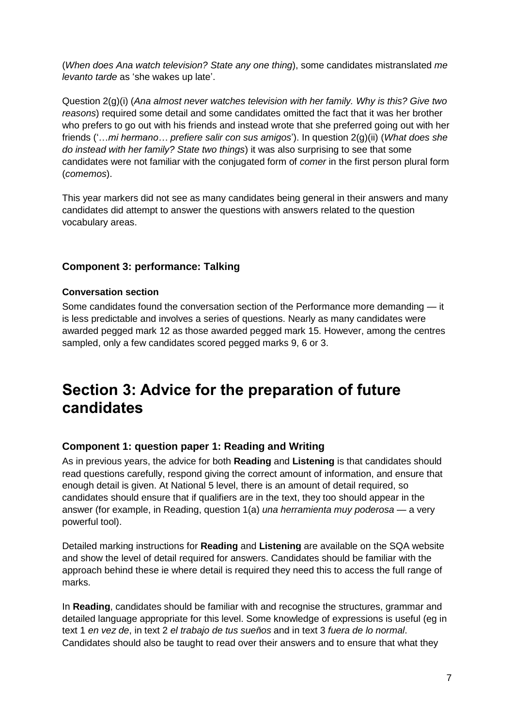(*When does Ana watch television? State any one thing*), some candidates mistranslated *me levanto tarde* as 'she wakes up late'.

Question 2(g)(i) (*Ana almost never watches television with her family. Why is this? Give two reasons*) required some detail and some candidates omitted the fact that it was her brother who prefers to go out with his friends and instead wrote that she preferred going out with her friends ('…*mi hermano… prefiere salir con sus amigos*'). In question 2(g)(ii) (*What does she do instead with her family? State two things*) it was also surprising to see that some candidates were not familiar with the conjugated form of *comer* in the first person plural form (*comemos*).

This year markers did not see as many candidates being general in their answers and many candidates did attempt to answer the questions with answers related to the question vocabulary areas.

### Component 3: performance: Talking

#### Conversation section

Some candidates found the conversation section of the Performance more demanding — it is less predictable and involves a series of questions. Nearly as many candidates were awarded pegged mark 12 as those awarded pegged mark 15. However, among the centres sampled, only a few candidates scored pegged marks 9, 6 or 3.

## Section 3: Advice for the preparation of future candidates

### Component 1: question paper 1: Reading and Writing

As in previous years, the advice for both **Reading** and **Listening** is that candidates should read questions carefully, respond giving the correct amount of information, and ensure that enough detail is given. At National 5 level, there is an amount of detail required, so candidates should ensure that if qualifiers are in the text, they too should appear in the answer (for example, in Reading, question 1(a) *una herramienta muy poderosa* — a very powerful tool).

Detailed marking instructions for **Reading** and **Listening** are available on the SQA website and show the level of detail required for answers. Candidates should be familiar with the approach behind these ie where detail is required they need this to access the full range of marks.

In **Reading**, candidates should be familiar with and recognise the structures, grammar and detailed language appropriate for this level. Some knowledge of expressions is useful (eg in text 1 *en vez de*, in text 2 *el trabajo de tus sueños* and in text 3 *fuera de lo normal*. Candidates should also be taught to read over their answers and to ensure that what they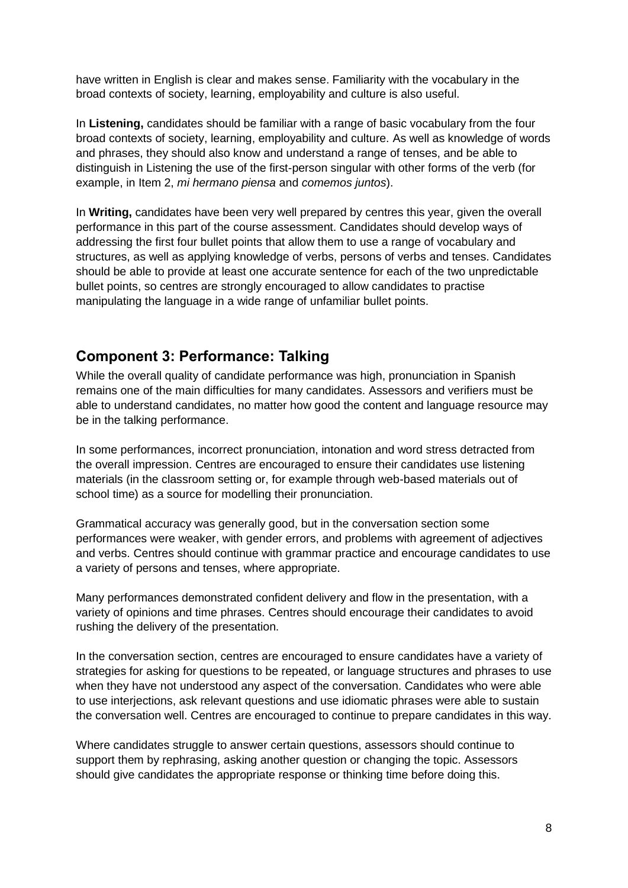have written in English is clear and makes sense. Familiarity with the vocabulary in the broad contexts of society, learning, employability and culture is also useful.

In **Listening,** candidates should be familiar with a range of basic vocabulary from the four broad contexts of society, learning, employability and culture. As well as knowledge of words and phrases, they should also know and understand a range of tenses, and be able to distinguish in Listening the use of the first-person singular with other forms of the verb (for example, in Item 2, *mi hermano piensa* and *comemos juntos*).

In **Writing,** candidates have been very well prepared by centres this year, given the overall performance in this part of the course assessment. Candidates should develop ways of addressing the first four bullet points that allow them to use a range of vocabulary and structures, as well as applying knowledge of verbs, persons of verbs and tenses. Candidates should be able to provide at least one accurate sentence for each of the two unpredictable bullet points, so centres are strongly encouraged to allow candidates to practise manipulating the language in a wide range of unfamiliar bullet points.

## Component 3: Performance: Talking

While the overall quality of candidate performance was high, pronunciation in Spanish remains one of the main difficulties for many candidates. Assessors and verifiers must be able to understand candidates, no matter how good the content and language resource may be in the talking performance.

In some performances, incorrect pronunciation, intonation and word stress detracted from the overall impression. Centres are encouraged to ensure their candidates use listening materials (in the classroom setting or, for example through web-based materials out of school time) as a source for modelling their pronunciation.

Grammatical accuracy was generally good, but in the conversation section some performances were weaker, with gender errors, and problems with agreement of adjectives and verbs. Centres should continue with grammar practice and encourage candidates to use a variety of persons and tenses, where appropriate.

Many performances demonstrated confident delivery and flow in the presentation, with a variety of opinions and time phrases. Centres should encourage their candidates to avoid rushing the delivery of the presentation.

In the conversation section, centres are encouraged to ensure candidates have a variety of strategies for asking for questions to be repeated, or language structures and phrases to use when they have not understood any aspect of the conversation. Candidates who were able to use interjections, ask relevant questions and use idiomatic phrases were able to sustain the conversation well. Centres are encouraged to continue to prepare candidates in this way.

Where candidates struggle to answer certain questions, assessors should continue to support them by rephrasing, asking another question or changing the topic. Assessors should give candidates the appropriate response or thinking time before doing this.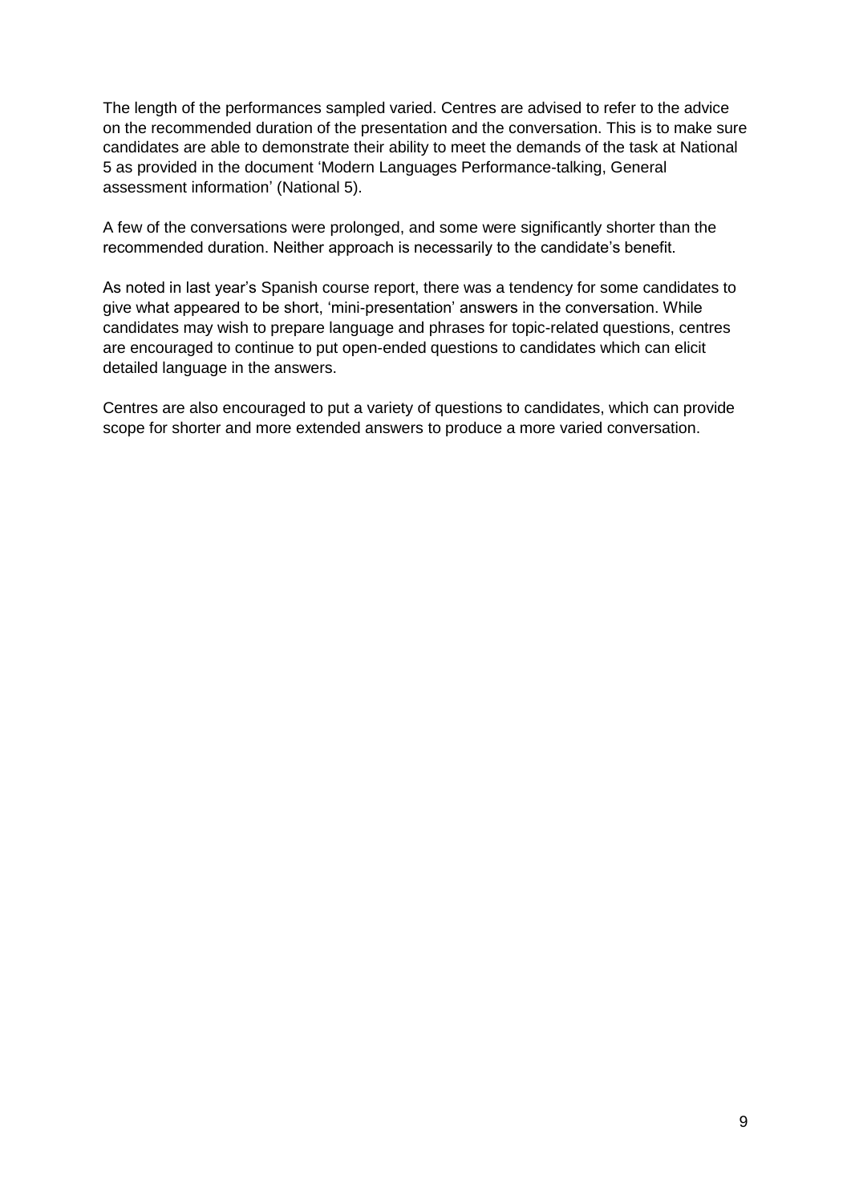The length of the performances sampled varied. Centres are advised to refer to the advice on the recommended duration of the presentation and the conversation. This is to make sure candidates are able to demonstrate their ability to meet the demands of the task at National 5 as provided in the document 'Modern Languages Performance-talking, General assessment information' (National 5).

A few of the conversations were prolonged, and some were significantly shorter than the recommended duration. Neither approach is necessarily to the candidate's benefit.

As noted in last year's Spanish course report, there was a tendency for some candidates to give what appeared to be short, 'mini-presentation' answers in the conversation. While candidates may wish to prepare language and phrases for topic-related questions, centres are encouraged to continue to put open-ended questions to candidates which can elicit detailed language in the answers.

Centres are also encouraged to put a variety of questions to candidates, which can provide scope for shorter and more extended answers to produce a more varied conversation.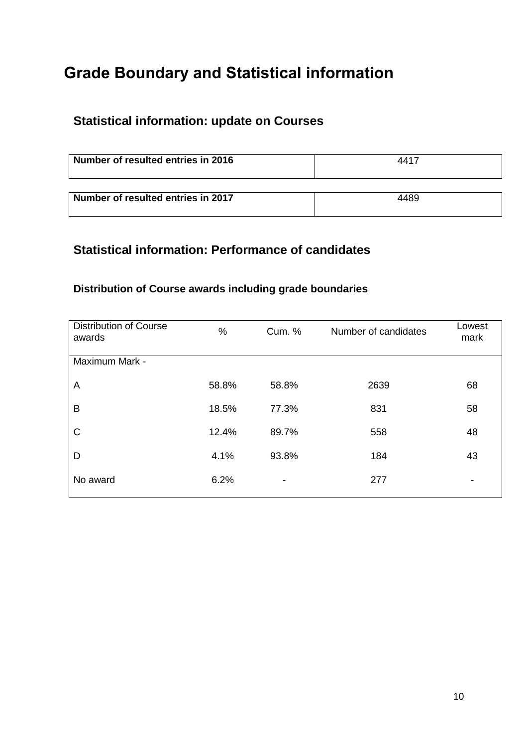# Grade Boundary and Statistical information

## Statistical information: update on Courses

| Number of resulted entries in 2016 | 4417 |
|---|---|

| Number of resulted entries in 2017 | 4489 |
|---|---|

## Statistical information: Performance of candidates

### Distribution of Course awards including grade boundaries

| Distribution of Course awards | % | Cum. % | Number of candidates | Lowest mark |
|---|---|---|---|---|
| Maximum Mark - | | | | |
| A | 58.8% | 58.8% | 2639 | 68 |
| B | 18.5% | 77.3% | 831 | 58 |
| C | 12.4% | 89.7% | 558 | 48 |
| D | 4.1% | 93.8% | 184 | 43 |
| No award | 6.2% | - | 277 | - |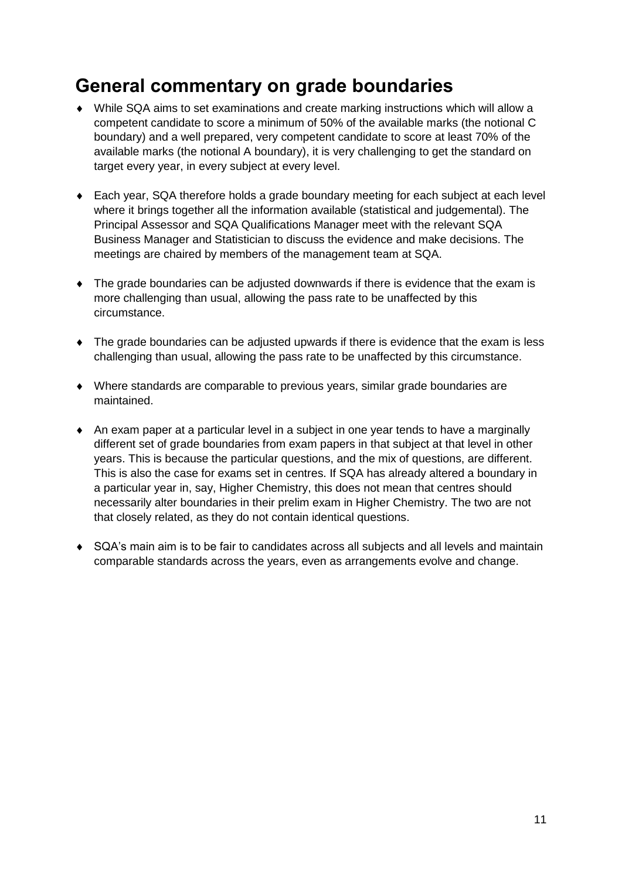## General commentary on grade boundaries

- While SQA aims to set examinations and create marking instructions which will allow a competent candidate to score a minimum of 50% of the available marks (the notional C boundary) and a well prepared, very competent candidate to score at least 70% of the available marks (the notional A boundary), it is very challenging to get the standard on target every year, in every subject at every level.

- Each year, SQA therefore holds a grade boundary meeting for each subject at each level where it brings together all the information available (statistical and judgemental). The Principal Assessor and SQA Qualifications Manager meet with the relevant SQA Business Manager and Statistician to discuss the evidence and make decisions. The meetings are chaired by members of the management team at SQA.

- The grade boundaries can be adjusted downwards if there is evidence that the exam is more challenging than usual, allowing the pass rate to be unaffected by this circumstance.

- The grade boundaries can be adjusted upwards if there is evidence that the exam is less challenging than usual, allowing the pass rate to be unaffected by this circumstance.

- Where standards are comparable to previous years, similar grade boundaries are maintained.

- An exam paper at a particular level in a subject in one year tends to have a marginally different set of grade boundaries from exam papers in that subject at that level in other years. This is because the particular questions, and the mix of questions, are different. This is also the case for exams set in centres. If SQA has already altered a boundary in a particular year in, say, Higher Chemistry, this does not mean that centres should necessarily alter boundaries in their prelim exam in Higher Chemistry. The two are not that closely related, as they do not contain identical questions.

- SQA's main aim is to be fair to candidates across all subjects and all levels and maintain comparable standards across the years, even as arrangements evolve and change.